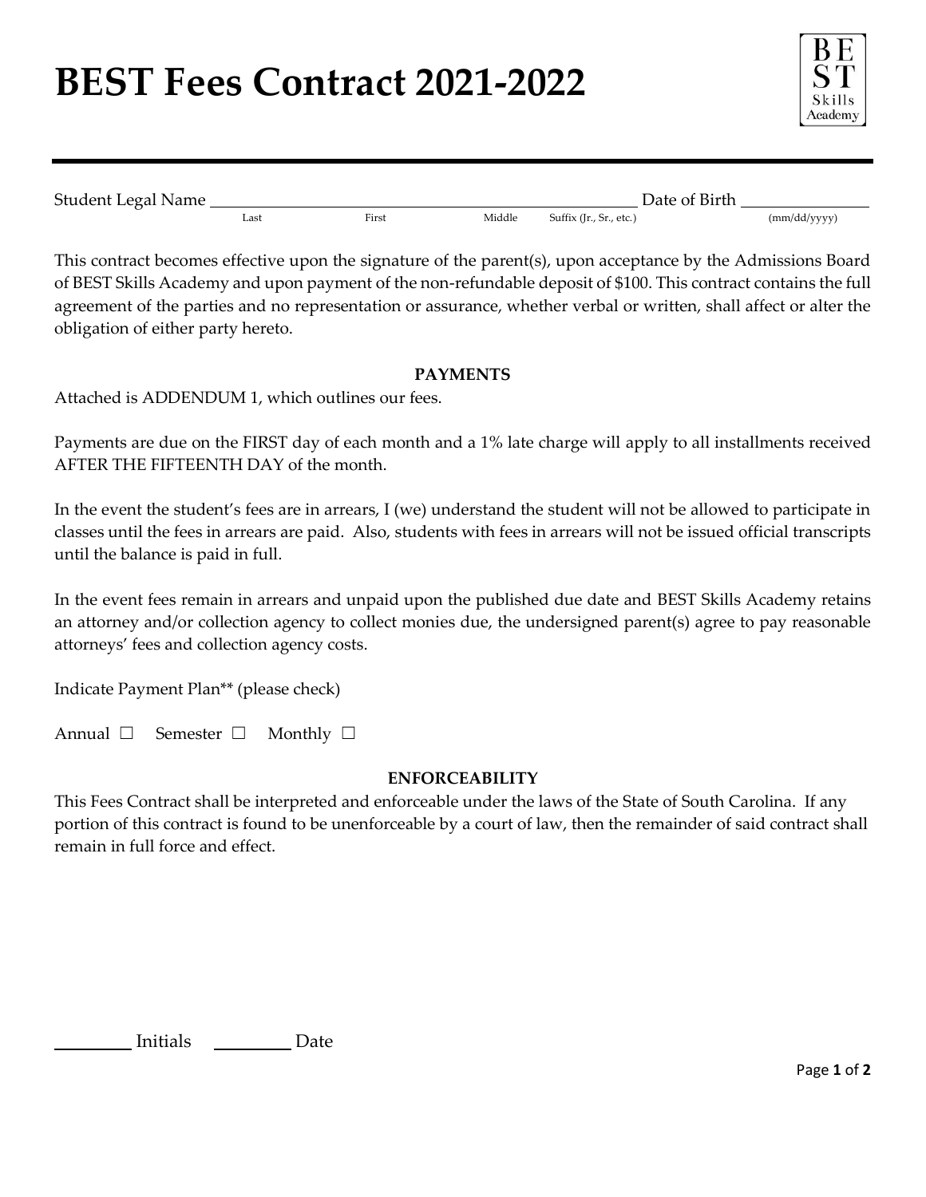# BEST Fees Contract 2021-2022

BEST Skills Academy

---

Student Legal Name ______________________________________________ Date of Birth ______________
Last First Middle Suffix (Jr., Sr., etc.) (mm/dd/yyyy)

This contract becomes effective upon the signature of the parent(s), upon acceptance by the Admissions Board of BEST Skills Academy and upon payment of the non-refundable deposit of $100. This contract contains the full agreement of the parties and no representation or assurance, whether verbal or written, shall affect or alter the obligation of either party hereto.

**PAYMENTS**

Attached is ADDENDUM 1, which outlines our fees.

Payments are due on the FIRST day of each month and a 1% late charge will apply to all installments received AFTER THE FIFTEENTH DAY of the month.

In the event the student's fees are in arrears, I (we) understand the student will not be allowed to participate in classes until the fees in arrears are paid. Also, students with fees in arrears will not be issued official transcripts until the balance is paid in full.

In the event fees remain in arrears and unpaid upon the published due date and BEST Skills Academy retains an attorney and/or collection agency to collect monies due, the undersigned parent(s) agree to pay reasonable attorneys' fees and collection agency costs.

Indicate Payment Plan** (please check)

Annual ☐ Semester ☐ Monthly ☐

**ENFORCEABILITY**

This Fees Contract shall be interpreted and enforceable under the laws of the State of South Carolina. If any portion of this contract is found to be unenforceable by a court of law, then the remainder of said contract shall remain in full force and effect.

_________ Initials _________ Date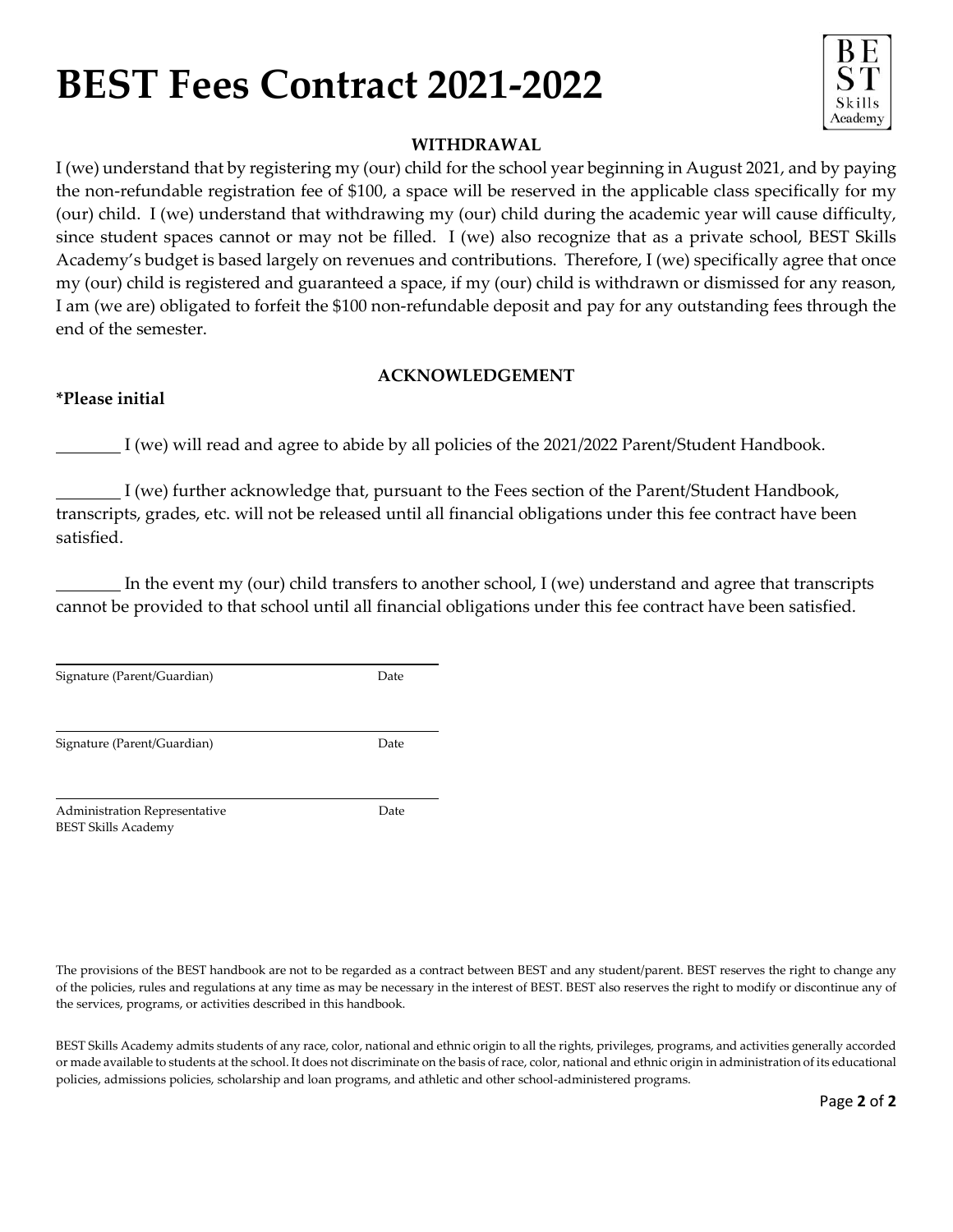# BEST Fees Contract 2021-2022

BE ST Skills Academy

### WITHDRAWAL

I (we) understand that by registering my (our) child for the school year beginning in August 2021, and by paying the non-refundable registration fee of $100, a space will be reserved in the applicable class specifically for my (our) child. I (we) understand that withdrawing my (our) child during the academic year will cause difficulty, since student spaces cannot or may not be filled. I (we) also recognize that as a private school, BEST Skills Academy's budget is based largely on revenues and contributions. Therefore, I (we) specifically agree that once my (our) child is registered and guaranteed a space, if my (our) child is withdrawn or dismissed for any reason, I am (we are) obligated to forfeit the $100 non-refundable deposit and pay for any outstanding fees through the end of the semester.

### ACKNOWLEDGEMENT

**\*Please initial**

________ I (we) will read and agree to abide by all policies of the 2021/2022 Parent/Student Handbook.

________ I (we) further acknowledge that, pursuant to the Fees section of the Parent/Student Handbook, transcripts, grades, etc. will not be released until all financial obligations under this fee contract have been satisfied.

________ In the event my (our) child transfers to another school, I (we) understand and agree that transcripts cannot be provided to that school until all financial obligations under this fee contract have been satisfied.

______________________________________________
Signature (Parent/Guardian) Date

______________________________________________
Signature (Parent/Guardian) Date

______________________________________________
Administration Representative Date
BEST Skills Academy

The provisions of the BEST handbook are not to be regarded as a contract between BEST and any student/parent. BEST reserves the right to change any of the policies, rules and regulations at any time as may be necessary in the interest of BEST. BEST also reserves the right to modify or discontinue any of the services, programs, or activities described in this handbook.

BEST Skills Academy admits students of any race, color, national and ethnic origin to all the rights, privileges, programs, and activities generally accorded or made available to students at the school. It does not discriminate on the basis of race, color, national and ethnic origin in administration of its educational policies, admissions policies, scholarship and loan programs, and athletic and other school-administered programs.